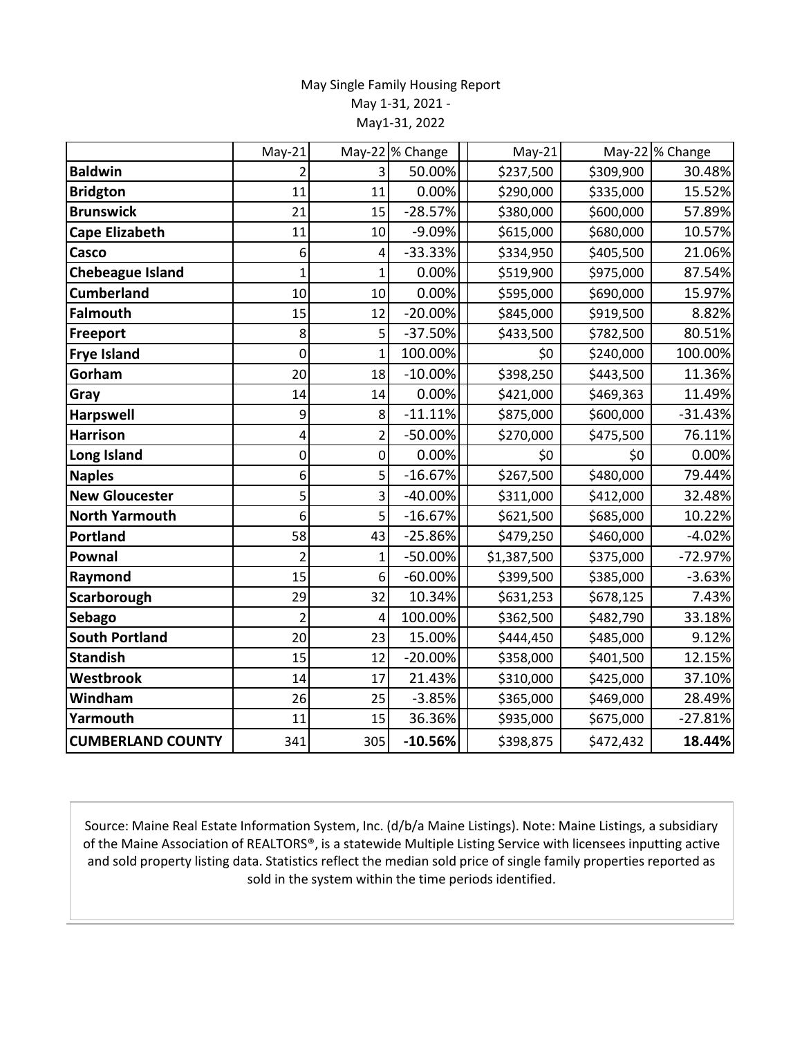May Single Family Housing Report
May 1-31, 2021 -
May1-31, 2022

| | May-21 | May-22 | % Change | May-21 | May-22 | % Change |
|---|---|---|---|---|---|---|
| **Baldwin** | 2 | 3 | 50.00% | $237,500 | $309,900 | 30.48% |
| **Bridgton** | 11 | 11 | 0.00% | $290,000 | $335,000 | 15.52% |
| **Brunswick** | 21 | 15 | -28.57% | $380,000 | $600,000 | 57.89% |
| **Cape Elizabeth** | 11 | 10 | -9.09% | $615,000 | $680,000 | 10.57% |
| **Casco** | 6 | 4 | -33.33% | $334,950 | $405,500 | 21.06% |
| **Chebeague Island** | 1 | 1 | 0.00% | $519,900 | $975,000 | 87.54% |
| **Cumberland** | 10 | 10 | 0.00% | $595,000 | $690,000 | 15.97% |
| **Falmouth** | 15 | 12 | -20.00% | $845,000 | $919,500 | 8.82% |
| **Freeport** | 8 | 5 | -37.50% | $433,500 | $782,500 | 80.51% |
| **Frye Island** | 0 | 1 | 100.00% | $0 | $240,000 | 100.00% |
| **Gorham** | 20 | 18 | -10.00% | $398,250 | $443,500 | 11.36% |
| **Gray** | 14 | 14 | 0.00% | $421,000 | $469,363 | 11.49% |
| **Harpswell** | 9 | 8 | -11.11% | $875,000 | $600,000 | -31.43% |
| **Harrison** | 4 | 2 | -50.00% | $270,000 | $475,500 | 76.11% |
| **Long Island** | 0 | 0 | 0.00% | $0 | $0 | 0.00% |
| **Naples** | 6 | 5 | -16.67% | $267,500 | $480,000 | 79.44% |
| **New Gloucester** | 5 | 3 | -40.00% | $311,000 | $412,000 | 32.48% |
| **North Yarmouth** | 6 | 5 | -16.67% | $621,500 | $685,000 | 10.22% |
| **Portland** | 58 | 43 | -25.86% | $479,250 | $460,000 | -4.02% |
| **Pownal** | 2 | 1 | -50.00% | $1,387,500 | $375,000 | -72.97% |
| **Raymond** | 15 | 6 | -60.00% | $399,500 | $385,000 | -3.63% |
| **Scarborough** | 29 | 32 | 10.34% | $631,253 | $678,125 | 7.43% |
| **Sebago** | 2 | 4 | 100.00% | $362,500 | $482,790 | 33.18% |
| **South Portland** | 20 | 23 | 15.00% | $444,450 | $485,000 | 9.12% |
| **Standish** | 15 | 12 | -20.00% | $358,000 | $401,500 | 12.15% |
| **Westbrook** | 14 | 17 | 21.43% | $310,000 | $425,000 | 37.10% |
| **Windham** | 26 | 25 | -3.85% | $365,000 | $469,000 | 28.49% |
| **Yarmouth** | 11 | 15 | 36.36% | $935,000 | $675,000 | -27.81% |
| **CUMBERLAND COUNTY** | 341 | 305 | **-10.56%** | $398,875 | $472,432 | **18.44%** |

Source: Maine Real Estate Information System, Inc. (d/b/a Maine Listings). Note: Maine Listings, a subsidiary of the Maine Association of REALTORS®, is a statewide Multiple Listing Service with licensees inputting active and sold property listing data. Statistics reflect the median sold price of single family properties reported as sold in the system within the time periods identified.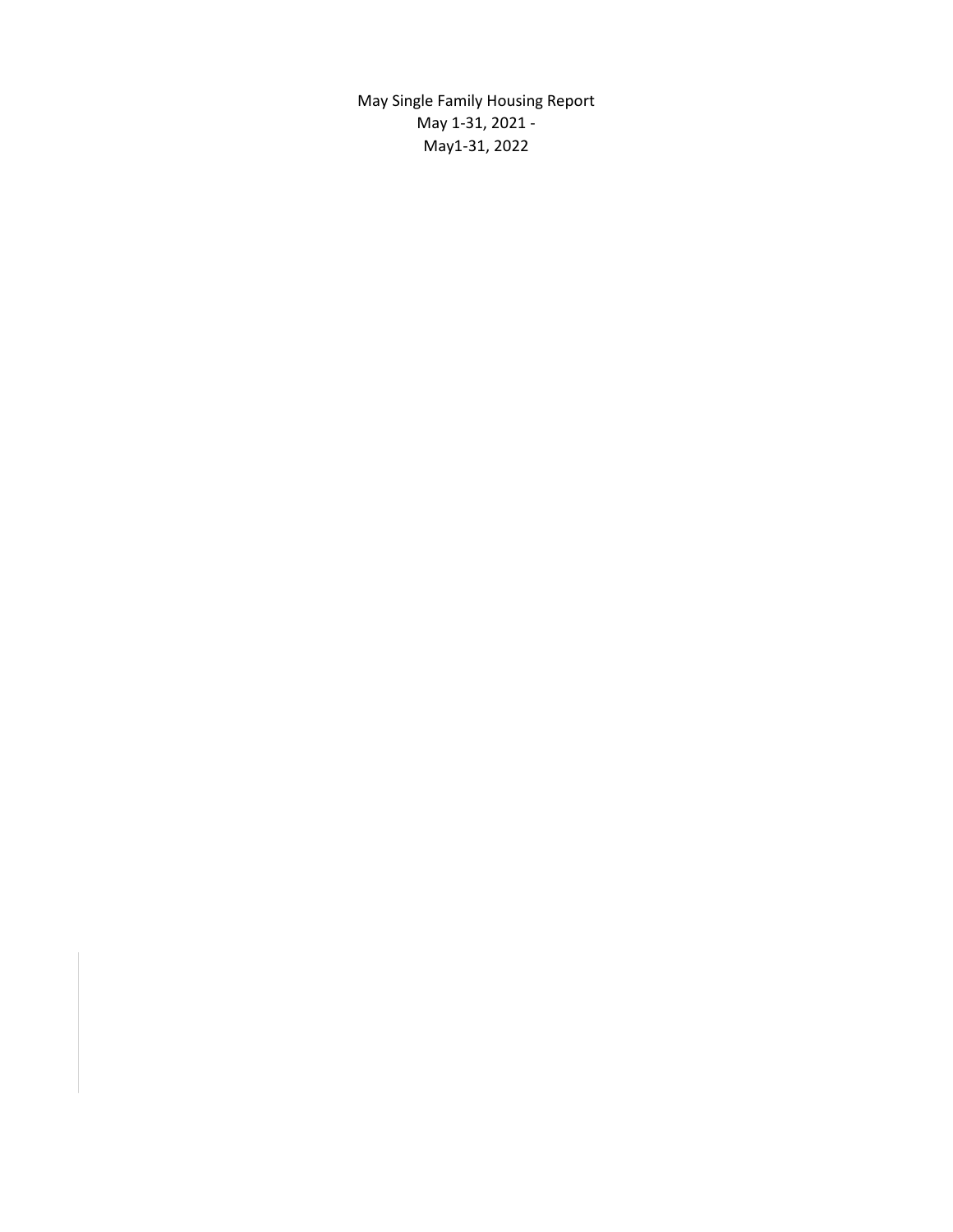May Single Family Housing Report
May 1-31, 2021 -
May1-31, 2022